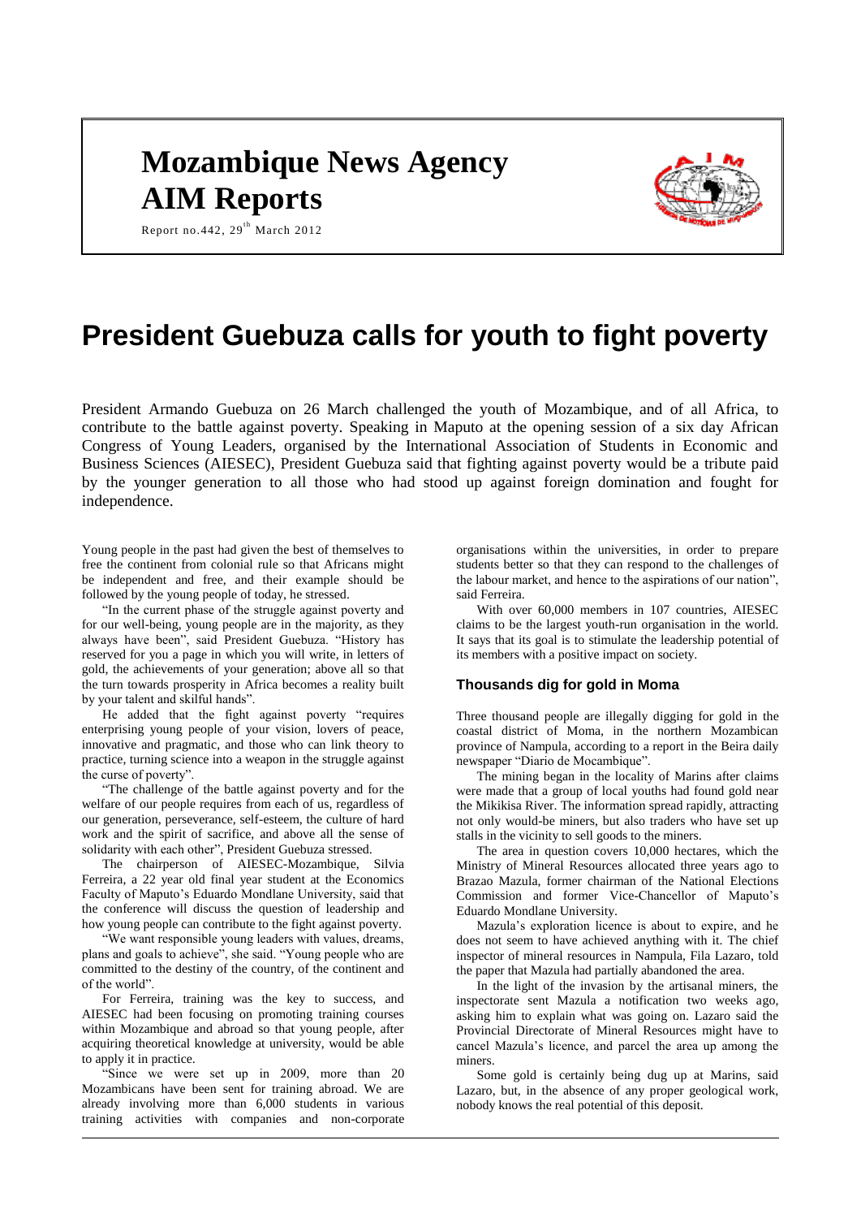# Mozambique News Agency
# AIM Reports

Report no.442, 29th March 2012

# President Guebuza calls for youth to fight poverty

President Armando Guebuza on 26 March challenged the youth of Mozambique, and of all Africa, to contribute to the battle against poverty. Speaking in Maputo at the opening session of a six day African Congress of Young Leaders, organised by the International Association of Students in Economic and Business Sciences (AIESEC), President Guebuza said that fighting against poverty would be a tribute paid by the younger generation to all those who had stood up against foreign domination and fought for independence.

Young people in the past had given the best of themselves to free the continent from colonial rule so that Africans might be independent and free, and their example should be followed by the young people of today, he stressed.

"In the current phase of the struggle against poverty and for our well-being, young people are in the majority, as they always have been", said President Guebuza. "History has reserved for you a page in which you will write, in letters of gold, the achievements of your generation; above all so that the turn towards prosperity in Africa becomes a reality built by your talent and skilful hands".

He added that the fight against poverty "requires enterprising young people of your vision, lovers of peace, innovative and pragmatic, and those who can link theory to practice, turning science into a weapon in the struggle against the curse of poverty".

"The challenge of the battle against poverty and for the welfare of our people requires from each of us, regardless of our generation, perseverance, self-esteem, the culture of hard work and the spirit of sacrifice, and above all the sense of solidarity with each other", President Guebuza stressed.

The chairperson of AIESEC-Mozambique, Silvia Ferreira, a 22 year old final year student at the Economics Faculty of Maputo's Eduardo Mondlane University, said that the conference will discuss the question of leadership and how young people can contribute to the fight against poverty.

"We want responsible young leaders with values, dreams, plans and goals to achieve", she said. "Young people who are committed to the destiny of the country, of the continent and of the world".

For Ferreira, training was the key to success, and AIESEC had been focusing on promoting training courses within Mozambique and abroad so that young people, after acquiring theoretical knowledge at university, would be able to apply it in practice.

"Since we were set up in 2009, more than 20 Mozambicans have been sent for training abroad. We are already involving more than 6,000 students in various training activities with companies and non-corporate organisations within the universities, in order to prepare students better so that they can respond to the challenges of the labour market, and hence to the aspirations of our nation", said Ferreira.

With over 60,000 members in 107 countries, AIESEC claims to be the largest youth-run organisation in the world. It says that its goal is to stimulate the leadership potential of its members with a positive impact on society.

### Thousands dig for gold in Moma

Three thousand people are illegally digging for gold in the coastal district of Moma, in the northern Mozambican province of Nampula, according to a report in the Beira daily newspaper "Diario de Mocambique".

The mining began in the locality of Marins after claims were made that a group of local youths had found gold near the Mikikisa River. The information spread rapidly, attracting not only would-be miners, but also traders who have set up stalls in the vicinity to sell goods to the miners.

The area in question covers 10,000 hectares, which the Ministry of Mineral Resources allocated three years ago to Brazao Mazula, former chairman of the National Elections Commission and former Vice-Chancellor of Maputo's Eduardo Mondlane University.

Mazula's exploration licence is about to expire, and he does not seem to have achieved anything with it. The chief inspector of mineral resources in Nampula, Fila Lazaro, told the paper that Mazula had partially abandoned the area.

In the light of the invasion by the artisanal miners, the inspectorate sent Mazula a notification two weeks ago, asking him to explain what was going on. Lazaro said the Provincial Directorate of Mineral Resources might have to cancel Mazula's licence, and parcel the area up among the miners.

Some gold is certainly being dug up at Marins, said Lazaro, but, in the absence of any proper geological work, nobody knows the real potential of this deposit.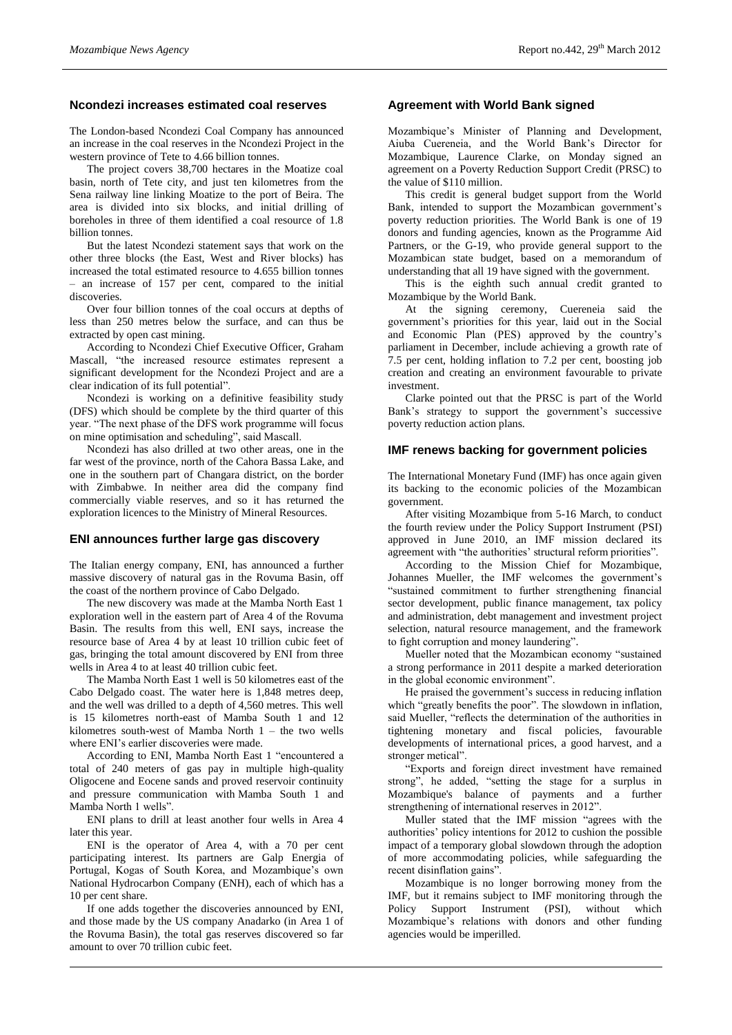## Ncondezi increases estimated coal reserves

The London-based Ncondezi Coal Company has announced an increase in the coal reserves in the Ncondezi Project in the western province of Tete to 4.66 billion tonnes.

The project covers 38,700 hectares in the Moatize coal basin, north of Tete city, and just ten kilometres from the Sena railway line linking Moatize to the port of Beira. The area is divided into six blocks, and initial drilling of boreholes in three of them identified a coal resource of 1.8 billion tonnes.

But the latest Ncondezi statement says that work on the other three blocks (the East, West and River blocks) has increased the total estimated resource to 4.655 billion tonnes – an increase of 157 per cent, compared to the initial discoveries.

Over four billion tonnes of the coal occurs at depths of less than 250 metres below the surface, and can thus be extracted by open cast mining.

According to Ncondezi Chief Executive Officer, Graham Mascall, "the increased resource estimates represent a significant development for the Ncondezi Project and are a clear indication of its full potential".

Ncondezi is working on a definitive feasibility study (DFS) which should be complete by the third quarter of this year. "The next phase of the DFS work programme will focus on mine optimisation and scheduling", said Mascall.

Ncondezi has also drilled at two other areas, one in the far west of the province, north of the Cahora Bassa Lake, and one in the southern part of Changara district, on the border with Zimbabwe. In neither area did the company find commercially viable reserves, and so it has returned the exploration licences to the Ministry of Mineral Resources.

## ENI announces further large gas discovery

The Italian energy company, ENI, has announced a further massive discovery of natural gas in the Rovuma Basin, off the coast of the northern province of Cabo Delgado.

The new discovery was made at the Mamba North East 1 exploration well in the eastern part of Area 4 of the Rovuma Basin. The results from this well, ENI says, increase the resource base of Area 4 by at least 10 trillion cubic feet of gas, bringing the total amount discovered by ENI from three wells in Area 4 to at least 40 trillion cubic feet.

The Mamba North East 1 well is 50 kilometres east of the Cabo Delgado coast. The water here is 1,848 metres deep, and the well was drilled to a depth of 4,560 metres. This well is 15 kilometres north-east of Mamba South 1 and 12 kilometres south-west of Mamba North 1 – the two wells where ENI's earlier discoveries were made.

According to ENI, Mamba North East 1 "encountered a total of 240 meters of gas pay in multiple high-quality Oligocene and Eocene sands and proved reservoir continuity and pressure communication with Mamba South 1 and Mamba North 1 wells".

ENI plans to drill at least another four wells in Area 4 later this year.

ENI is the operator of Area 4, with a 70 per cent participating interest. Its partners are Galp Energia of Portugal, Kogas of South Korea, and Mozambique's own National Hydrocarbon Company (ENH), each of which has a 10 per cent share.

If one adds together the discoveries announced by ENI, and those made by the US company Anadarko (in Area 1 of the Rovuma Basin), the total gas reserves discovered so far amount to over 70 trillion cubic feet.

## Agreement with World Bank signed

Mozambique's Minister of Planning and Development, Aiuba Cuereneia, and the World Bank's Director for Mozambique, Laurence Clarke, on Monday signed an agreement on a Poverty Reduction Support Credit (PRSC) to the value of $110 million.

This credit is general budget support from the World Bank, intended to support the Mozambican government's poverty reduction priorities. The World Bank is one of 19 donors and funding agencies, known as the Programme Aid Partners, or the G-19, who provide general support to the Mozambican state budget, based on a memorandum of understanding that all 19 have signed with the government.

This is the eighth such annual credit granted to Mozambique by the World Bank.

At the signing ceremony, Cuereneia said the government's priorities for this year, laid out in the Social and Economic Plan (PES) approved by the country's parliament in December, include achieving a growth rate of 7.5 per cent, holding inflation to 7.2 per cent, boosting job creation and creating an environment favourable to private investment.

Clarke pointed out that the PRSC is part of the World Bank's strategy to support the government's successive poverty reduction action plans.

## IMF renews backing for government policies

The International Monetary Fund (IMF) has once again given its backing to the economic policies of the Mozambican government.

After visiting Mozambique from 5-16 March, to conduct the fourth review under the Policy Support Instrument (PSI) approved in June 2010, an IMF mission declared its agreement with "the authorities' structural reform priorities".

According to the Mission Chief for Mozambique, Johannes Mueller, the IMF welcomes the government's "sustained commitment to further strengthening financial sector development, public finance management, tax policy and administration, debt management and investment project selection, natural resource management, and the framework to fight corruption and money laundering".

Mueller noted that the Mozambican economy "sustained a strong performance in 2011 despite a marked deterioration in the global economic environment".

He praised the government's success in reducing inflation which "greatly benefits the poor". The slowdown in inflation, said Mueller, "reflects the determination of the authorities in tightening monetary and fiscal policies, favourable developments of international prices, a good harvest, and a stronger metical".

"Exports and foreign direct investment have remained strong", he added, "setting the stage for a surplus in Mozambique's balance of payments and a further strengthening of international reserves in 2012".

Muller stated that the IMF mission "agrees with the authorities' policy intentions for 2012 to cushion the possible impact of a temporary global slowdown through the adoption of more accommodating policies, while safeguarding the recent disinflation gains".

Mozambique is no longer borrowing money from the IMF, but it remains subject to IMF monitoring through the Policy Support Instrument (PSI), without which Mozambique's relations with donors and other funding agencies would be imperilled.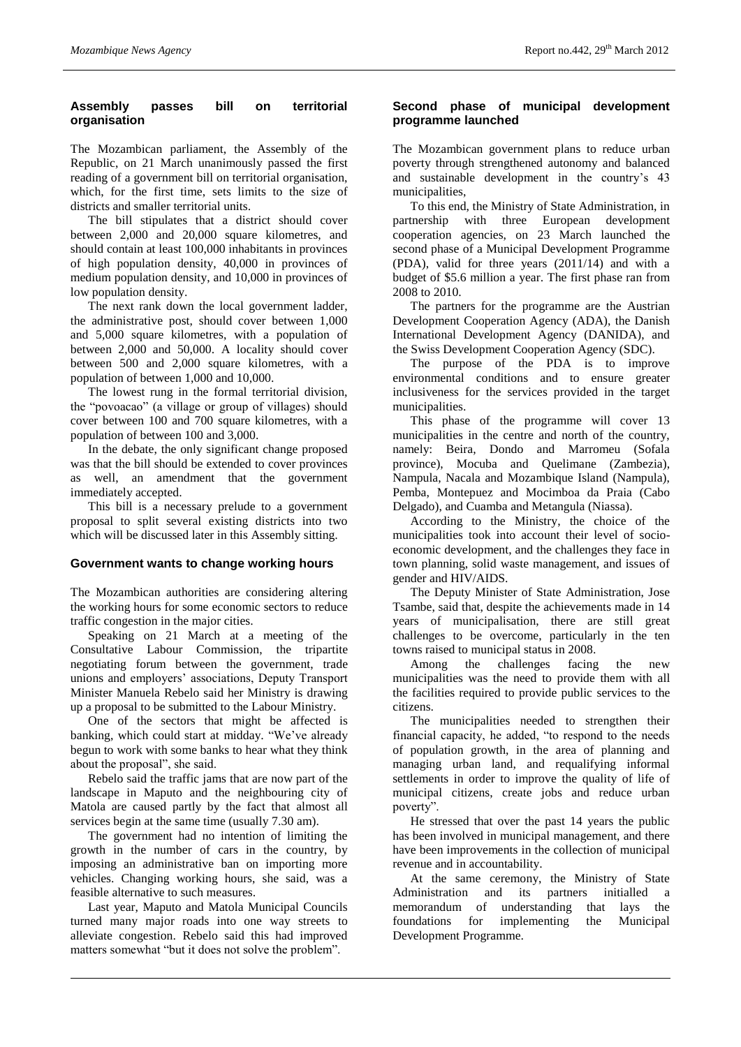## Assembly passes bill on territorial organisation

The Mozambican parliament, the Assembly of the Republic, on 21 March unanimously passed the first reading of a government bill on territorial organisation, which, for the first time, sets limits to the size of districts and smaller territorial units.

The bill stipulates that a district should cover between 2,000 and 20,000 square kilometres, and should contain at least 100,000 inhabitants in provinces of high population density, 40,000 in provinces of medium population density, and 10,000 in provinces of low population density.

The next rank down the local government ladder, the administrative post, should cover between 1,000 and 5,000 square kilometres, with a population of between 2,000 and 50,000. A locality should cover between 500 and 2,000 square kilometres, with a population of between 1,000 and 10,000.

The lowest rung in the formal territorial division, the "povoacao" (a village or group of villages) should cover between 100 and 700 square kilometres, with a population of between 100 and 3,000.

In the debate, the only significant change proposed was that the bill should be extended to cover provinces as well, an amendment that the government immediately accepted.

This bill is a necessary prelude to a government proposal to split several existing districts into two which will be discussed later in this Assembly sitting.

## Government wants to change working hours

The Mozambican authorities are considering altering the working hours for some economic sectors to reduce traffic congestion in the major cities.

Speaking on 21 March at a meeting of the Consultative Labour Commission, the tripartite negotiating forum between the government, trade unions and employers' associations, Deputy Transport Minister Manuela Rebelo said her Ministry is drawing up a proposal to be submitted to the Labour Ministry.

One of the sectors that might be affected is banking, which could start at midday. "We've already begun to work with some banks to hear what they think about the proposal", she said.

Rebelo said the traffic jams that are now part of the landscape in Maputo and the neighbouring city of Matola are caused partly by the fact that almost all services begin at the same time (usually 7.30 am).

The government had no intention of limiting the growth in the number of cars in the country, by imposing an administrative ban on importing more vehicles. Changing working hours, she said, was a feasible alternative to such measures.

Last year, Maputo and Matola Municipal Councils turned many major roads into one way streets to alleviate congestion. Rebelo said this had improved matters somewhat "but it does not solve the problem".

## Second phase of municipal development programme launched

The Mozambican government plans to reduce urban poverty through strengthened autonomy and balanced and sustainable development in the country's 43 municipalities,

To this end, the Ministry of State Administration, in partnership with three European development cooperation agencies, on 23 March launched the second phase of a Municipal Development Programme (PDA), valid for three years (2011/14) and with a budget of $5.6 million a year. The first phase ran from 2008 to 2010.

The partners for the programme are the Austrian Development Cooperation Agency (ADA), the Danish International Development Agency (DANIDA), and the Swiss Development Cooperation Agency (SDC).

The purpose of the PDA is to improve environmental conditions and to ensure greater inclusiveness for the services provided in the target municipalities.

This phase of the programme will cover 13 municipalities in the centre and north of the country, namely: Beira, Dondo and Marromeu (Sofala province), Mocuba and Quelimane (Zambezia), Nampula, Nacala and Mozambique Island (Nampula), Pemba, Montepuez and Mocimboa da Praia (Cabo Delgado), and Cuamba and Metangula (Niassa).

According to the Ministry, the choice of the municipalities took into account their level of socio-economic development, and the challenges they face in town planning, solid waste management, and issues of gender and HIV/AIDS.

The Deputy Minister of State Administration, Jose Tsambe, said that, despite the achievements made in 14 years of municipalisation, there are still great challenges to be overcome, particularly in the ten towns raised to municipal status in 2008.

Among the challenges facing the new municipalities was the need to provide them with all the facilities required to provide public services to the citizens.

The municipalities needed to strengthen their financial capacity, he added, "to respond to the needs of population growth, in the area of planning and managing urban land, and requalifying informal settlements in order to improve the quality of life of municipal citizens, create jobs and reduce urban poverty".

He stressed that over the past 14 years the public has been involved in municipal management, and there have been improvements in the collection of municipal revenue and in accountability.

At the same ceremony, the Ministry of State Administration and its partners initialled a memorandum of understanding that lays the foundations for implementing the Municipal Development Programme.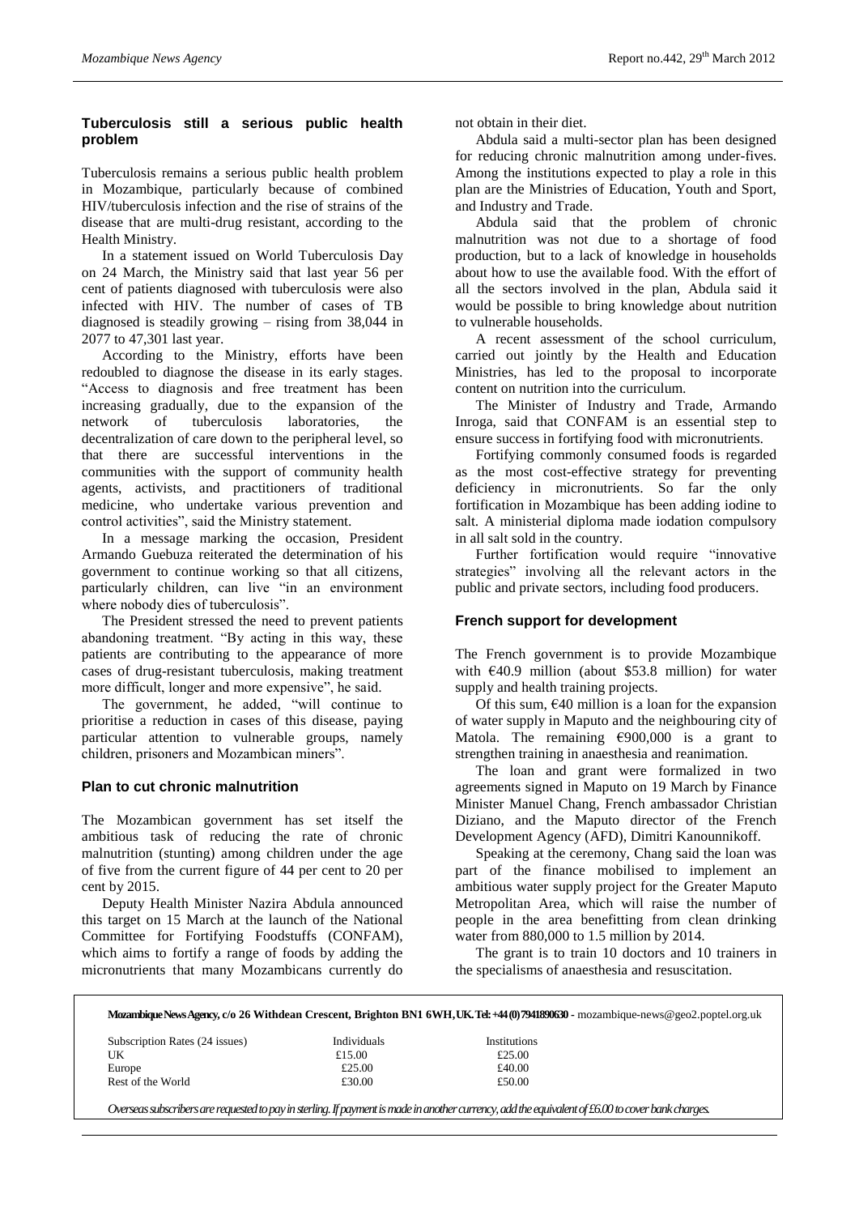## Tuberculosis still a serious public health problem

Tuberculosis remains a serious public health problem in Mozambique, particularly because of combined HIV/tuberculosis infection and the rise of strains of the disease that are multi-drug resistant, according to the Health Ministry.

In a statement issued on World Tuberculosis Day on 24 March, the Ministry said that last year 56 per cent of patients diagnosed with tuberculosis were also infected with HIV. The number of cases of TB diagnosed is steadily growing – rising from 38,044 in 2077 to 47,301 last year.

According to the Ministry, efforts have been redoubled to diagnose the disease in its early stages. "Access to diagnosis and free treatment has been increasing gradually, due to the expansion of the network of tuberculosis laboratories, the decentralization of care down to the peripheral level, so that there are successful interventions in the communities with the support of community health agents, activists, and practitioners of traditional medicine, who undertake various prevention and control activities", said the Ministry statement.

In a message marking the occasion, President Armando Guebuza reiterated the determination of his government to continue working so that all citizens, particularly children, can live "in an environment where nobody dies of tuberculosis".

The President stressed the need to prevent patients abandoning treatment. "By acting in this way, these patients are contributing to the appearance of more cases of drug-resistant tuberculosis, making treatment more difficult, longer and more expensive", he said.

The government, he added, "will continue to prioritise a reduction in cases of this disease, paying particular attention to vulnerable groups, namely children, prisoners and Mozambican miners".

## Plan to cut chronic malnutrition

The Mozambican government has set itself the ambitious task of reducing the rate of chronic malnutrition (stunting) among children under the age of five from the current figure of 44 per cent to 20 per cent by 2015.

Deputy Health Minister Nazira Abdula announced this target on 15 March at the launch of the National Committee for Fortifying Foodstuffs (CONFAM), which aims to fortify a range of foods by adding the micronutrients that many Mozambicans currently do not obtain in their diet.

Abdula said a multi-sector plan has been designed for reducing chronic malnutrition among under-fives. Among the institutions expected to play a role in this plan are the Ministries of Education, Youth and Sport, and Industry and Trade.

Abdula said that the problem of chronic malnutrition was not due to a shortage of food production, but to a lack of knowledge in households about how to use the available food. With the effort of all the sectors involved in the plan, Abdula said it would be possible to bring knowledge about nutrition to vulnerable households.

A recent assessment of the school curriculum, carried out jointly by the Health and Education Ministries, has led to the proposal to incorporate content on nutrition into the curriculum.

The Minister of Industry and Trade, Armando Inroga, said that CONFAM is an essential step to ensure success in fortifying food with micronutrients.

Fortifying commonly consumed foods is regarded as the most cost-effective strategy for preventing deficiency in micronutrients. So far the only fortification in Mozambique has been adding iodine to salt. A ministerial diploma made iodation compulsory in all salt sold in the country.

Further fortification would require "innovative strategies" involving all the relevant actors in the public and private sectors, including food producers.

## French support for development

The French government is to provide Mozambique with €40.9 million (about \$53.8 million) for water supply and health training projects.

Of this sum, €40 million is a loan for the expansion of water supply in Maputo and the neighbouring city of Matola. The remaining €900,000 is a grant to strengthen training in anaesthesia and reanimation.

The loan and grant were formalized in two agreements signed in Maputo on 19 March by Finance Minister Manuel Chang, French ambassador Christian Diziano, and the Maputo director of the French Development Agency (AFD), Dimitri Kanounnikoff.

Speaking at the ceremony, Chang said the loan was part of the finance mobilised to implement an ambitious water supply project for the Greater Maputo Metropolitan Area, which will raise the number of people in the area benefitting from clean drinking water from 880,000 to 1.5 million by 2014.

The grant is to train 10 doctors and 10 trainers in the specialisms of anaesthesia and resuscitation.

**Mozambique News Agency, c/o 26 Withdean Crescent, Brighton BN1 6WH, UK. Tel: +44 (0)7941890630 -** mozambique-news@geo2.poptel.org.uk

| Subscription Rates (24 issues) | Individuals | Institutions |
|---|---|---|
| UK | £15.00 | £25.00 |
| Europe | £25.00 | £40.00 |
| Rest of the World | £30.00 | £50.00 |

*Overseas subscribers are requested to pay in sterling. If payment is made in another currency, add the equivalent of £6.00 to cover bank charges.*